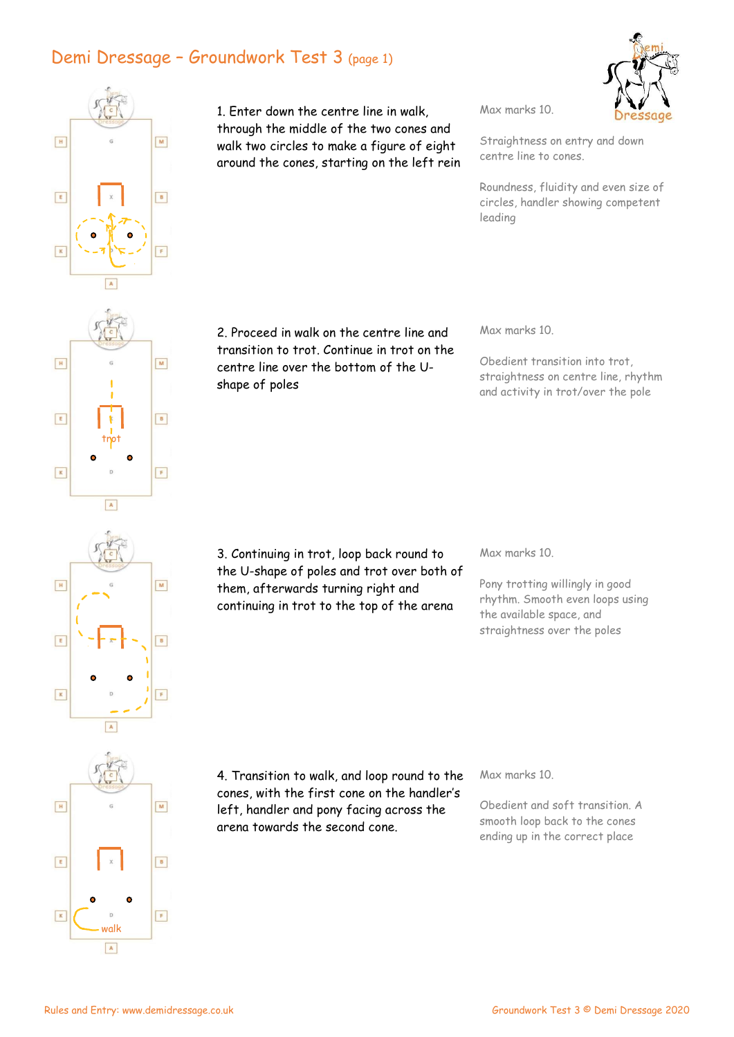# Demi Dressage – Groundwork Test 3 (page 1)

1. Enter down the centre line in walk, through the middle of the two cones and walk two circles to make a figure of eight around the cones, starting on the left rein

Max marks 10.

Straightness on entry and down centre line to cones.

Roundness, fluidity and even size of circles, handler showing competent leading

2. Proceed in walk on the centre line and transition to trot. Continue in trot on the centre line over the bottom of the U-shape of poles

Max marks 10.

Obedient transition into trot, straightness on centre line, rhythm and activity in trot/over the pole

3. Continuing in trot, loop back round to the U-shape of poles and trot over both of them, afterwards turning right and continuing in trot to the top of the arena

Max marks 10.

Pony trotting willingly in good rhythm. Smooth even loops using the available space, and straightness over the poles

4. Transition to walk, and loop round to the cones, with the first cone on the handler's left, handler and pony facing across the arena towards the second cone.

Max marks 10.

Obedient and soft transition. A smooth loop back to the cones ending up in the correct place

Rules and Entry: www.demidressage.co.uk

Groundwork Test 3 © Demi Dressage 2020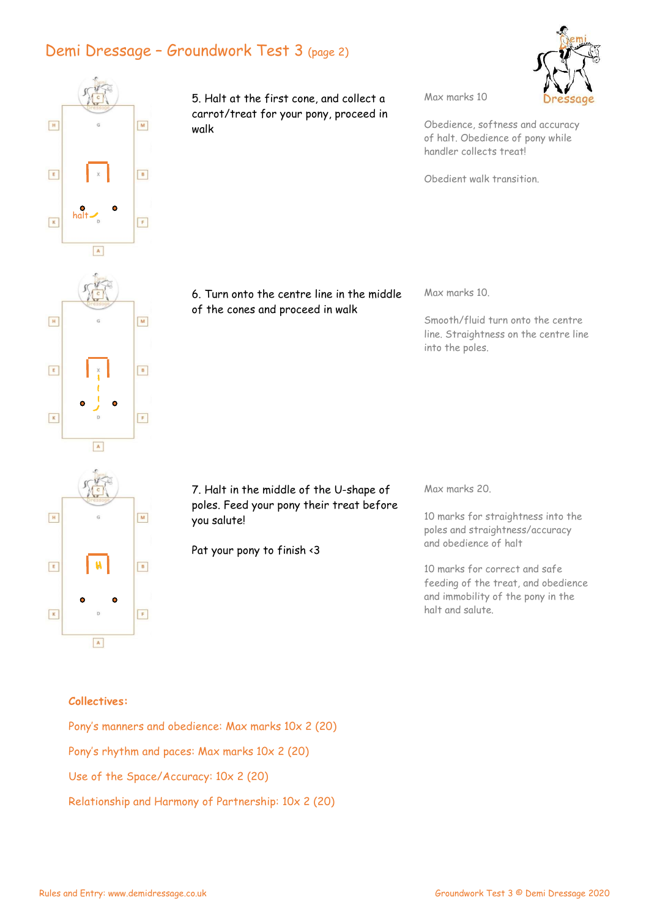# Demi Dressage – Groundwork Test 3 (page 2)

5. Halt at the first cone, and collect a carrot/treat for your pony, proceed in walk

Max marks 10

Obedience, softness and accuracy of halt. Obedience of pony while handler collects treat!

Obedient walk transition.

6. Turn onto the centre line in the middle of the cones and proceed in walk

Max marks 10.

Smooth/fluid turn onto the centre line. Straightness on the centre line into the poles.

7. Halt in the middle of the U-shape of poles. Feed your pony their treat before you salute!

Pat your pony to finish <3

Max marks 20.

10 marks for straightness into the poles and straightness/accuracy and obedience of halt

10 marks for correct and safe feeding of the treat, and obedience and immobility of the pony in the halt and salute.

**Collectives:**

Pony's manners and obedience: Max marks 10x 2 (20)

Pony's rhythm and paces: Max marks 10x 2 (20)

Use of the Space/Accuracy: 10x 2 (20)

Relationship and Harmony of Partnership: 10x 2 (20)

Rules and Entry: www.demidressage.co.uk

Groundwork Test 3 © Demi Dressage 2020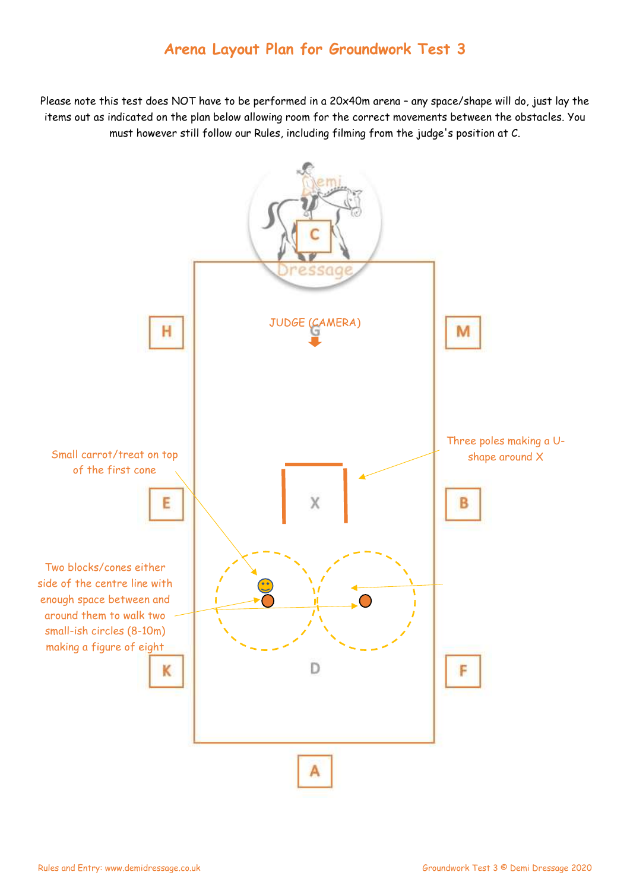# Arena Layout Plan for Groundwork Test 3

Please note this test does NOT have to be performed in a 20x40m arena – any space/shape will do, just lay the items out as indicated on the plan below allowing room for the correct movements between the obstacles. You must however still follow our Rules, including filming from the judge's position at C.

C

JUDGE (CAMERA)

G

H

M

Small carrot/treat on top of the first cone

Three poles making a U-shape around X

E

X

B

Two blocks/cones either side of the centre line with enough space between and around them to walk two small-ish circles (8-10m) making a figure of eight

K

D

F

A

Rules and Entry: www.demidressage.co.uk